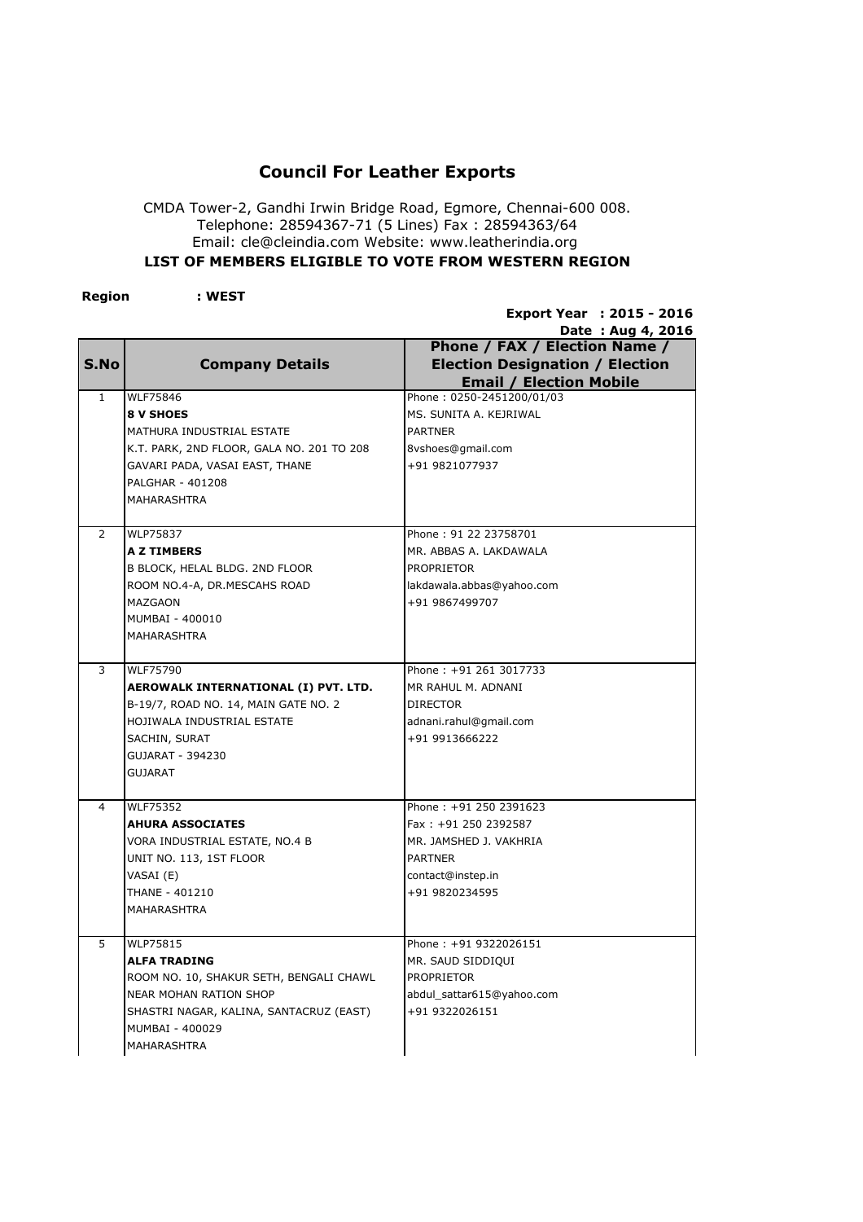# Council For Leather Exports

CMDA Tower-2, Gandhi Irwin Bridge Road, Egmore, Chennai-600 008.
Telephone: 28594367-71 (5 Lines) Fax : 28594363/64
Email: cle@cleindia.com Website: www.leatherindia.org

**LIST OF MEMBERS ELIGIBLE TO VOTE FROM WESTERN REGION**

**Region : WEST**

**Export Year : 2015 - 2016**
**Date : Aug 4, 2016**

| S.No | Company Details | Phone / FAX / Election Name / Election Designation / Election Email / Election Mobile |
|---|---|---|
| 1 | WLF75846<br>**8 V SHOES**<br>MATHURA INDUSTRIAL ESTATE<br>K.T. PARK, 2ND FLOOR, GALA NO. 201 TO 208<br>GAVARI PADA, VASAI EAST, THANE<br>PALGHAR - 401208<br>MAHARASHTRA | Phone : 0250-2451200/01/03<br>MS. SUNITA A. KEJRIWAL<br>PARTNER<br>8vshoes@gmail.com<br>+91 9821077937 |
| 2 | WLP75837<br>**A Z TIMBERS**<br>B BLOCK, HELAL BLDG. 2ND FLOOR<br>ROOM NO.4-A, DR.MESCAHS ROAD<br>MAZGAON<br>MUMBAI - 400010<br>MAHARASHTRA | Phone : 91 22 23758701<br>MR. ABBAS A. LAKDAWALA<br>PROPRIETOR<br>lakdawala.abbas@yahoo.com<br>+91 9867499707 |
| 3 | WLF75790<br>**AEROWALK INTERNATIONAL (I) PVT. LTD.**<br>B-19/7, ROAD NO. 14, MAIN GATE NO. 2<br>HOJIWALA INDUSTRIAL ESTATE<br>SACHIN, SURAT<br>GUJARAT - 394230<br>GUJARAT | Phone : +91 261 3017733<br>MR RAHUL M. ADNANI<br>DIRECTOR<br>adnani.rahul@gmail.com<br>+91 9913666222 |
| 4 | WLF75352<br>**AHURA ASSOCIATES**<br>VORA INDUSTRIAL ESTATE, NO.4 B<br>UNIT NO. 113, 1ST FLOOR<br>VASAI (E)<br>THANE - 401210<br>MAHARASHTRA | Phone : +91 250 2391623<br>Fax : +91 250 2392587<br>MR. JAMSHED J. VAKHRIA<br>PARTNER<br>contact@instep.in<br>+91 9820234595 |
| 5 | WLP75815<br>**ALFA TRADING**<br>ROOM NO. 10, SHAKUR SETH, BENGALI CHAWL<br>NEAR MOHAN RATION SHOP<br>SHASTRI NAGAR, KALINA, SANTACRUZ (EAST)<br>MUMBAI - 400029<br>MAHARASHTRA | Phone : +91 9322026151<br>MR. SAUD SIDDIQUI<br>PROPRIETOR<br>abdul_sattar615@yahoo.com<br>+91 9322026151 |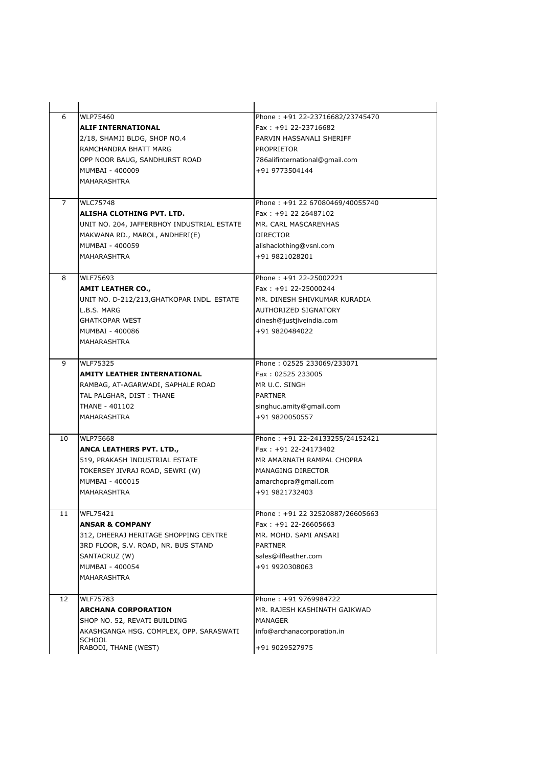| | | |
|---|---|---|
| 6 | WLP75460<br>**ALIF INTERNATIONAL**<br>2/18, SHAMJI BLDG, SHOP NO.4<br>RAMCHANDRA BHATT MARG<br>OPP NOOR BAUG, SANDHURST ROAD<br>MUMBAI - 400009<br>MAHARASHTRA | Phone : +91 22-23716682/23745470<br>Fax : +91 22-23716682<br>PARVIN HASSANALI SHERIFF<br>PROPRIETOR<br>786alifinternational@gmail.com<br>+91 9773504144 |
| 7 | WLC75748<br>**ALISHA CLOTHING PVT. LTD.**<br>UNIT NO. 204, JAFFERBHOY INDUSTRIAL ESTATE<br>MAKWANA RD., MAROL, ANDHERI(E)<br>MUMBAI - 400059<br>MAHARASHTRA | Phone : +91 22 67080469/40055740<br>Fax : +91 22 26487102<br>MR. CARL MASCARENHAS<br>DIRECTOR<br>alishaclothing@vsnl.com<br>+91 9821028201 |
| 8 | WLF75693<br>**AMIT LEATHER CO.,**<br>UNIT NO. D-212/213,GHATKOPAR INDL. ESTATE<br>L.B.S. MARG<br>GHATKOPAR WEST<br>MUMBAI - 400086<br>MAHARASHTRA | Phone : +91 22-25002221<br>Fax : +91 22-25000244<br>MR. DINESH SHIVKUMAR KURADIA<br>AUTHORIZED SIGNATORY<br>dinesh@justjiveindia.com<br>+91 9820484022 |
| 9 | WLF75325<br>**AMITY LEATHER INTERNATIONAL**<br>RAMBAG, AT-AGARWADI, SAPHALE ROAD<br>TAL PALGHAR, DIST : THANE<br>THANE - 401102<br>MAHARASHTRA | Phone : 02525 233069/233071<br>Fax : 02525 233005<br>MR U.C. SINGH<br>PARTNER<br>singhuc.amity@gmail.com<br>+91 9820050557 |
| 10 | WLP75668<br>**ANCA LEATHERS PVT. LTD.,**<br>519, PRAKASH INDUSTRIAL ESTATE<br>TOKERSEY JIVRAJ ROAD, SEWRI (W)<br>MUMBAI - 400015<br>MAHARASHTRA | Phone : +91 22-24133255/24152421<br>Fax : +91 22-24173402<br>MR AMARNATH RAMPAL CHOPRA<br>MANAGING DIRECTOR<br>amarchopra@gmail.com<br>+91 9821732403 |
| 11 | WFL75421<br>**ANSAR & COMPANY**<br>312, DHEERAJ HERITAGE SHOPPING CENTRE<br>3RD FLOOR, S.V. ROAD, NR. BUS STAND<br>SANTACRUZ (W)<br>MUMBAI - 400054<br>MAHARASHTRA | Phone : +91 22 32520887/26605663<br>Fax : +91 22-26605663<br>MR. MOHD. SAMI ANSARI<br>PARTNER<br>sales@ilfleather.com<br>+91 9920308063 |
| 12 | WLF75783<br>**ARCHANA CORPORATION**<br>SHOP NO. 52, REVATI BUILDING<br>AKASHGANGA HSG. COMPLEX, OPP. SARASWATI SCHOOL<br>RABODI, THANE (WEST) | Phone : +91 9769984722<br>MR. RAJESH KASHINATH GAIKWAD<br>MANAGER<br>info@archanacorporation.in<br>+91 9029527975 |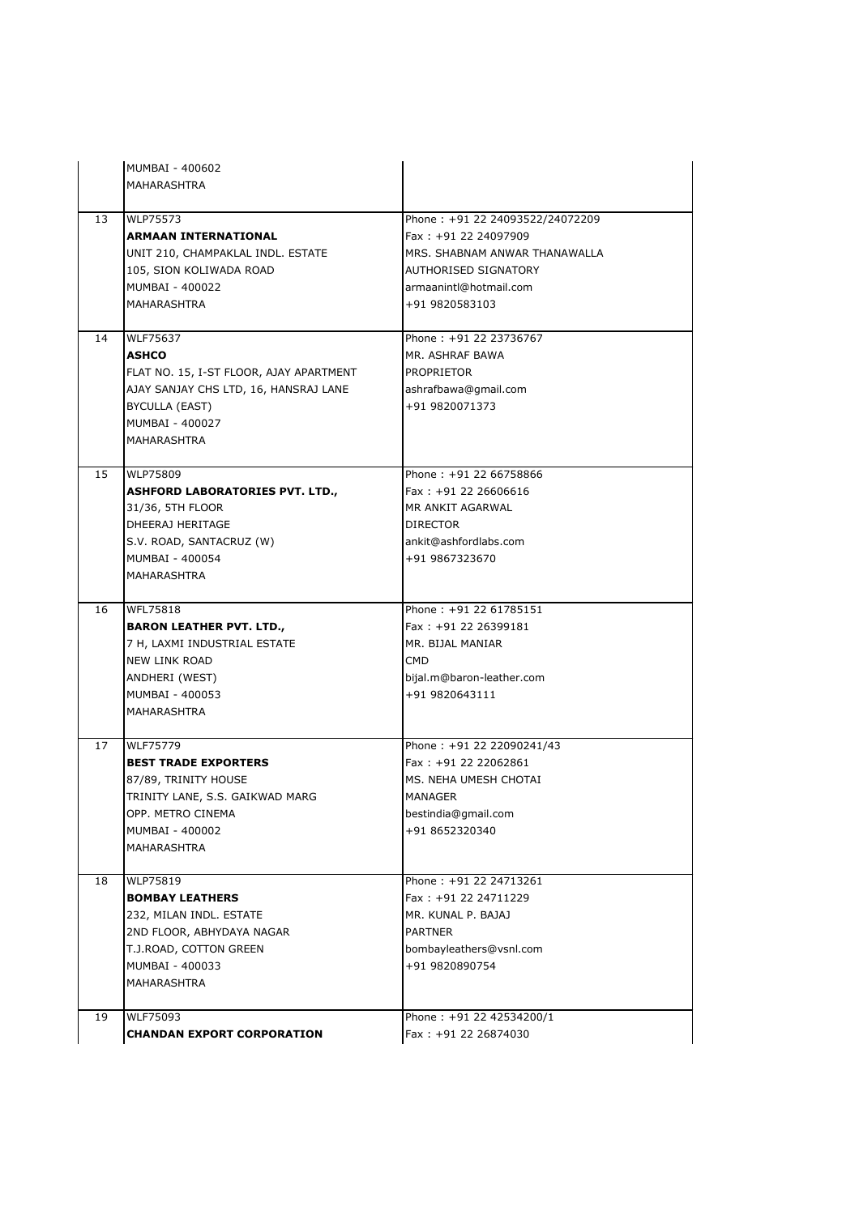| | | |
|---|---|---|
| | MUMBAI - 400602<br>MAHARASHTRA | |
| 13 | WLP75573<br>**ARMAAN INTERNATIONAL**<br>UNIT 210, CHAMPAKLAL INDL. ESTATE<br>105, SION KOLIWADA ROAD<br>MUMBAI - 400022<br>MAHARASHTRA | Phone : +91 22 24093522/24072209<br>Fax : +91 22 24097909<br>MRS. SHABNAM ANWAR THANAWALLA<br>AUTHORISED SIGNATORY<br>armaanintl@hotmail.com<br>+91 9820583103 |
| 14 | WLF75637<br>**ASHCO**<br>FLAT NO. 15, I-ST FLOOR, AJAY APARTMENT<br>AJAY SANJAY CHS LTD, 16, HANSRAJ LANE<br>BYCULLA (EAST)<br>MUMBAI - 400027<br>MAHARASHTRA | Phone : +91 22 23736767<br>MR. ASHRAF BAWA<br>PROPRIETOR<br>ashrafbawa@gmail.com<br>+91 9820071373 |
| 15 | WLP75809<br>**ASHFORD LABORATORIES PVT. LTD.,**<br>31/36, 5TH FLOOR<br>DHEERAJ HERITAGE<br>S.V. ROAD, SANTACRUZ (W)<br>MUMBAI - 400054<br>MAHARASHTRA | Phone : +91 22 66758866<br>Fax : +91 22 26606616<br>MR ANKIT AGARWAL<br>DIRECTOR<br>ankit@ashfordlabs.com<br>+91 9867323670 |
| 16 | WFL75818<br>**BARON LEATHER PVT. LTD.,**<br>7 H, LAXMI INDUSTRIAL ESTATE<br>NEW LINK ROAD<br>ANDHERI (WEST)<br>MUMBAI - 400053<br>MAHARASHTRA | Phone : +91 22 61785151<br>Fax : +91 22 26399181<br>MR. BIJAL MANIAR<br>CMD<br>bijal.m@baron-leather.com<br>+91 9820643111 |
| 17 | WLF75779<br>**BEST TRADE EXPORTERS**<br>87/89, TRINITY HOUSE<br>TRINITY LANE, S.S. GAIKWAD MARG<br>OPP. METRO CINEMA<br>MUMBAI - 400002<br>MAHARASHTRA | Phone : +91 22 22090241/43<br>Fax : +91 22 22062861<br>MS. NEHA UMESH CHOTAI<br>MANAGER<br>bestindia@gmail.com<br>+91 8652320340 |
| 18 | WLP75819<br>**BOMBAY LEATHERS**<br>232, MILAN INDL. ESTATE<br>2ND FLOOR, ABHYDAYA NAGAR<br>T.J.ROAD, COTTON GREEN<br>MUMBAI - 400033<br>MAHARASHTRA | Phone : +91 22 24713261<br>Fax : +91 22 24711229<br>MR. KUNAL P. BAJAJ<br>PARTNER<br>bombayleathers@vsnl.com<br>+91 9820890754 |
| 19 | WLF75093<br>**CHANDAN EXPORT CORPORATION** | Phone : +91 22 42534200/1<br>Fax : +91 22 26874030 |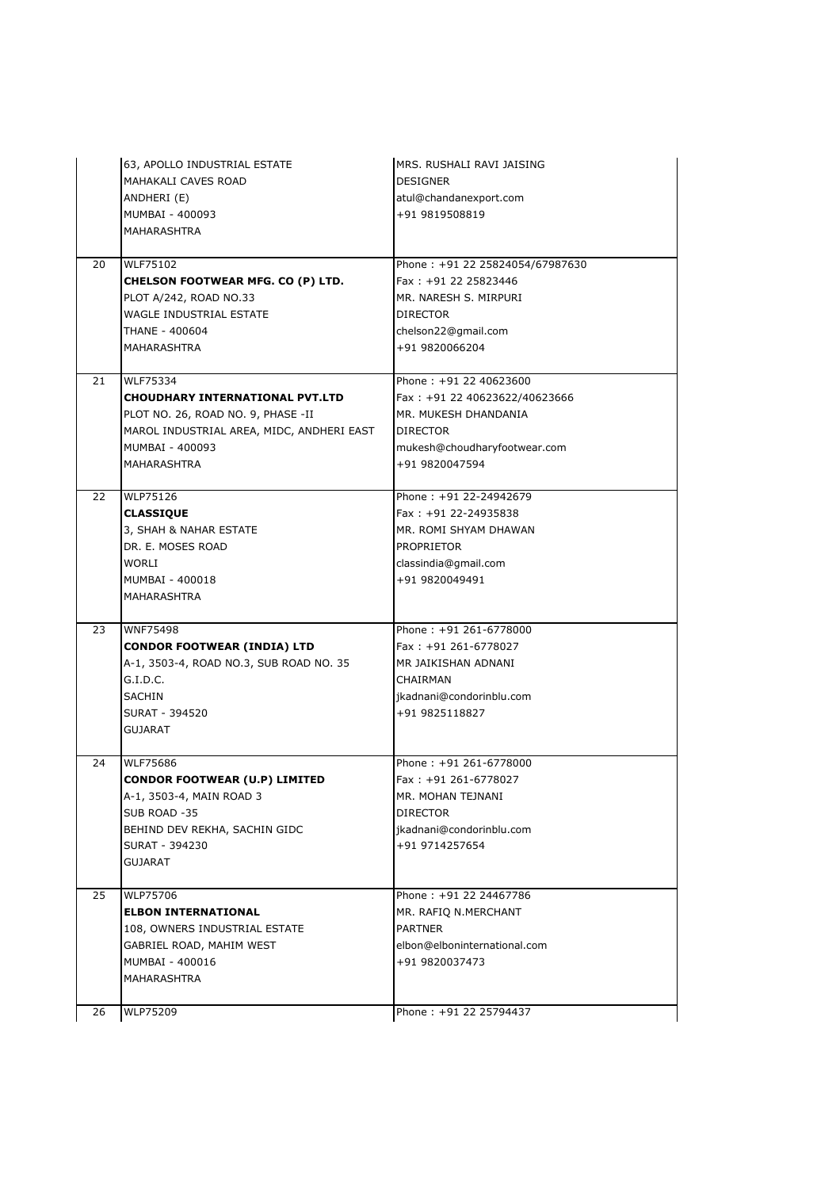| | | |
|---|---|---|
| | 63, APOLLO INDUSTRIAL ESTATE<br>MAHAKALI CAVES ROAD<br>ANDHERI (E)<br>MUMBAI - 400093<br>MAHARASHTRA | MRS. RUSHALI RAVI JAISING<br>DESIGNER<br>atul@chandanexport.com<br>+91 9819508819 |
| 20 | WLF75102<br>**CHELSON FOOTWEAR MFG. CO (P) LTD.**<br>PLOT A/242, ROAD NO.33<br>WAGLE INDUSTRIAL ESTATE<br>THANE - 400604<br>MAHARASHTRA | Phone : +91 22 25824054/67987630<br>Fax : +91 22 25823446<br>MR. NARESH S. MIRPURI<br>DIRECTOR<br>chelson22@gmail.com<br>+91 9820066204 |
| 21 | WLF75334<br>**CHOUDHARY INTERNATIONAL PVT.LTD**<br>PLOT NO. 26, ROAD NO. 9, PHASE -II<br>MAROL INDUSTRIAL AREA, MIDC, ANDHERI EAST<br>MUMBAI - 400093<br>MAHARASHTRA | Phone : +91 22 40623600<br>Fax : +91 22 40623622/40623666<br>MR. MUKESH DHANDANIA<br>DIRECTOR<br>mukesh@choudharyfootwear.com<br>+91 9820047594 |
| 22 | WLP75126<br>**CLASSIQUE**<br>3, SHAH & NAHAR ESTATE<br>DR. E. MOSES ROAD<br>WORLI<br>MUMBAI - 400018<br>MAHARASHTRA | Phone : +91 22-24942679<br>Fax : +91 22-24935838<br>MR. ROMI SHYAM DHAWAN<br>PROPRIETOR<br>classindia@gmail.com<br>+91 9820049491 |
| 23 | WNF75498<br>**CONDOR FOOTWEAR (INDIA) LTD**<br>A-1, 3503-4, ROAD NO.3, SUB ROAD NO. 35<br>G.I.D.C.<br>SACHIN<br>SURAT - 394520<br>GUJARAT | Phone : +91 261-6778000<br>Fax : +91 261-6778027<br>MR JAIKISHAN ADNANI<br>CHAIRMAN<br>jkadnani@condorinblu.com<br>+91 9825118827 |
| 24 | WLF75686<br>**CONDOR FOOTWEAR (U.P) LIMITED**<br>A-1, 3503-4, MAIN ROAD 3<br>SUB ROAD -35<br>BEHIND DEV REKHA, SACHIN GIDC<br>SURAT - 394230<br>GUJARAT | Phone : +91 261-6778000<br>Fax : +91 261-6778027<br>MR. MOHAN TEJNANI<br>DIRECTOR<br>jkadnani@condorinblu.com<br>+91 9714257654 |
| 25 | WLP75706<br>**ELBON INTERNATIONAL**<br>108, OWNERS INDUSTRIAL ESTATE<br>GABRIEL ROAD, MAHIM WEST<br>MUMBAI - 400016<br>MAHARASHTRA | Phone : +91 22 24467786<br>MR. RAFIQ N.MERCHANT<br>PARTNER<br>elbon@elboninternational.com<br>+91 9820037473 |
| 26 | WLP75209 | Phone : +91 22 25794437 |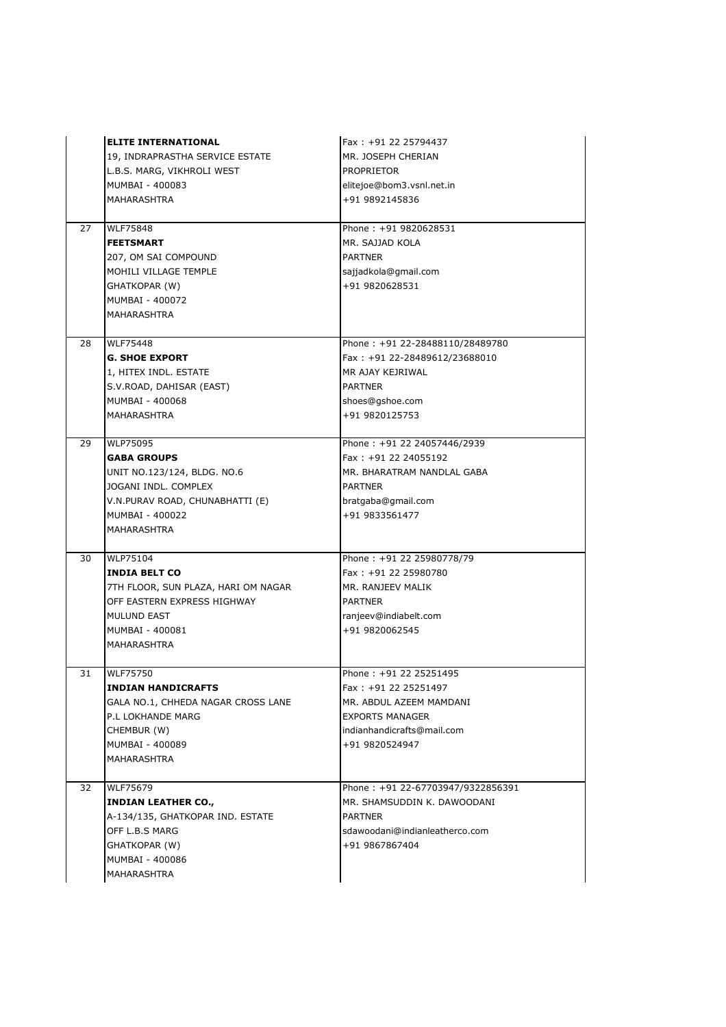| | | |
|---|---|---|
| | **ELITE INTERNATIONAL**<br>19, INDRAPRASTHA SERVICE ESTATE<br>L.B.S. MARG, VIKHROLI WEST<br>MUMBAI - 400083<br>MAHARASHTRA | Fax : +91 22 25794437<br>MR. JOSEPH CHERIAN<br>PROPRIETOR<br>elitejoe@bom3.vsnl.net.in<br>+91 9892145836 |
| 27 | WLF75848<br>**FEETSMART**<br>207, OM SAI COMPOUND<br>MOHILI VILLAGE TEMPLE<br>GHATKOPAR (W)<br>MUMBAI - 400072<br>MAHARASHTRA | Phone : +91 9820628531<br>MR. SAJJAD KOLA<br>PARTNER<br>sajjadkola@gmail.com<br>+91 9820628531 |
| 28 | WLF75448<br>**G. SHOE EXPORT**<br>1, HITEX INDL. ESTATE<br>S.V.ROAD, DAHISAR (EAST)<br>MUMBAI - 400068<br>MAHARASHTRA | Phone : +91 22-28488110/28489780<br>Fax : +91 22-28489612/23688010<br>MR AJAY KEJRIWAL<br>PARTNER<br>shoes@gshoe.com<br>+91 9820125753 |
| 29 | WLP75095<br>**GABA GROUPS**<br>UNIT NO.123/124, BLDG. NO.6<br>JOGANI INDL. COMPLEX<br>V.N.PURAV ROAD, CHUNABHATTI (E)<br>MUMBAI - 400022<br>MAHARASHTRA | Phone : +91 22 24057446/2939<br>Fax : +91 22 24055192<br>MR. BHARATRAM NANDLAL GABA<br>PARTNER<br>bratgaba@gmail.com<br>+91 9833561477 |
| 30 | WLP75104<br>**INDIA BELT CO**<br>7TH FLOOR, SUN PLAZA, HARI OM NAGAR<br>OFF EASTERN EXPRESS HIGHWAY<br>MULUND EAST<br>MUMBAI - 400081<br>MAHARASHTRA | Phone : +91 22 25980778/79<br>Fax : +91 22 25980780<br>MR. RANJEEV MALIK<br>PARTNER<br>ranjeev@indiabelt.com<br>+91 9820062545 |
| 31 | WLF75750<br>**INDIAN HANDICRAFTS**<br>GALA NO.1, CHHEDA NAGAR CROSS LANE<br>P.L LOKHANDE MARG<br>CHEMBUR (W)<br>MUMBAI - 400089<br>MAHARASHTRA | Phone : +91 22 25251495<br>Fax : +91 22 25251497<br>MR. ABDUL AZEEM MAMDANI<br>EXPORTS MANAGER<br>indianhandicrafts@mail.com<br>+91 9820524947 |
| 32 | WLF75679<br>**INDIAN LEATHER CO.,**<br>A-134/135, GHATKOPAR IND. ESTATE<br>OFF L.B.S MARG<br>GHATKOPAR (W)<br>MUMBAI - 400086<br>MAHARASHTRA | Phone : +91 22-67703947/9322856391<br>MR. SHAMSUDDIN K. DAWOODANI<br>PARTNER<br>sdawoodani@indianleatherco.com<br>+91 9867867404 |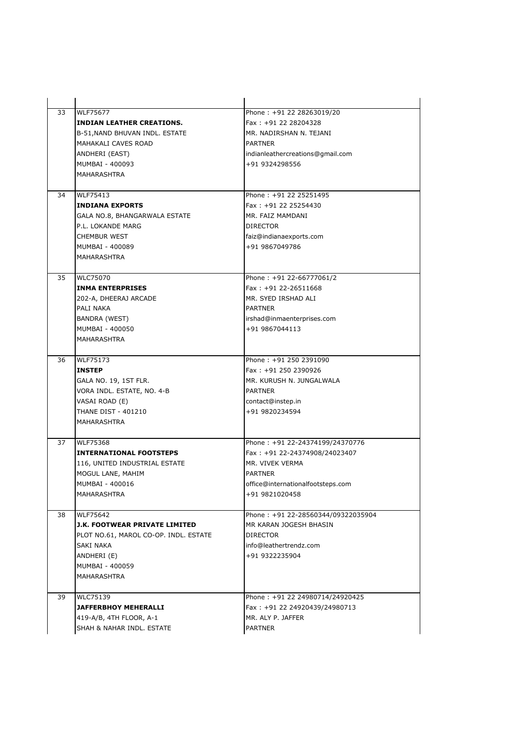| | | |
|---|---|---|
| 33 | WLF75677<br>**INDIAN LEATHER CREATIONS.**<br>B-51,NAND BHUVAN INDL. ESTATE<br>MAHAKALI CAVES ROAD<br>ANDHERI (EAST)<br>MUMBAI - 400093<br>MAHARASHTRA | Phone : +91 22 28263019/20<br>Fax : +91 22 28204328<br>MR. NADIRSHAN N. TEJANI<br>PARTNER<br>indianleathercreations@gmail.com<br>+91 9324298556 |
| 34 | WLF75413<br>**INDIANA EXPORTS**<br>GALA NO.8, BHANGARWALA ESTATE<br>P.L. LOKANDE MARG<br>CHEMBUR WEST<br>MUMBAI - 400089<br>MAHARASHTRA | Phone : +91 22 25251495<br>Fax : +91 22 25254430<br>MR. FAIZ MAMDANI<br>DIRECTOR<br>faiz@indianaexports.com<br>+91 9867049786 |
| 35 | WLC75070<br>**INMA ENTERPRISES**<br>202-A, DHEERAJ ARCADE<br>PALI NAKA<br>BANDRA (WEST)<br>MUMBAI - 400050<br>MAHARASHTRA | Phone : +91 22-66777061/2<br>Fax : +91 22-26511668<br>MR. SYED IRSHAD ALI<br>PARTNER<br>irshad@inmaenterprises.com<br>+91 9867044113 |
| 36 | WLF75173<br>**INSTEP**<br>GALA NO. 19, 1ST FLR.<br>VORA INDL. ESTATE, NO. 4-B<br>VASAI ROAD (E)<br>THANE DIST - 401210<br>MAHARASHTRA | Phone : +91 250 2391090<br>Fax : +91 250 2390926<br>MR. KURUSH N. JUNGALWALA<br>PARTNER<br>contact@instep.in<br>+91 9820234594 |
| 37 | WLF75368<br>**INTERNATIONAL FOOTSTEPS**<br>116, UNITED INDUSTRIAL ESTATE<br>MOGUL LANE, MAHIM<br>MUMBAI - 400016<br>MAHARASHTRA | Phone : +91 22-24374199/24370776<br>Fax : +91 22-24374908/24023407<br>MR. VIVEK VERMA<br>PARTNER<br>office@internationalfootsteps.com<br>+91 9821020458 |
| 38 | WLF75642<br>**J.K. FOOTWEAR PRIVATE LIMITED**<br>PLOT NO.61, MAROL CO-OP. INDL. ESTATE<br>SAKI NAKA<br>ANDHERI (E)<br>MUMBAI - 400059<br>MAHARASHTRA | Phone : +91 22-28560344/09322035904<br>MR KARAN JOGESH BHASIN<br>DIRECTOR<br>info@leathertrendz.com<br>+91 9322235904 |
| 39 | WLC75139<br>**JAFFERBHOY MEHERALLI**<br>419-A/B, 4TH FLOOR, A-1<br>SHAH & NAHAR INDL. ESTATE | Phone : +91 22 24980714/24920425<br>Fax : +91 22 24920439/24980713<br>MR. ALY P. JAFFER<br>PARTNER |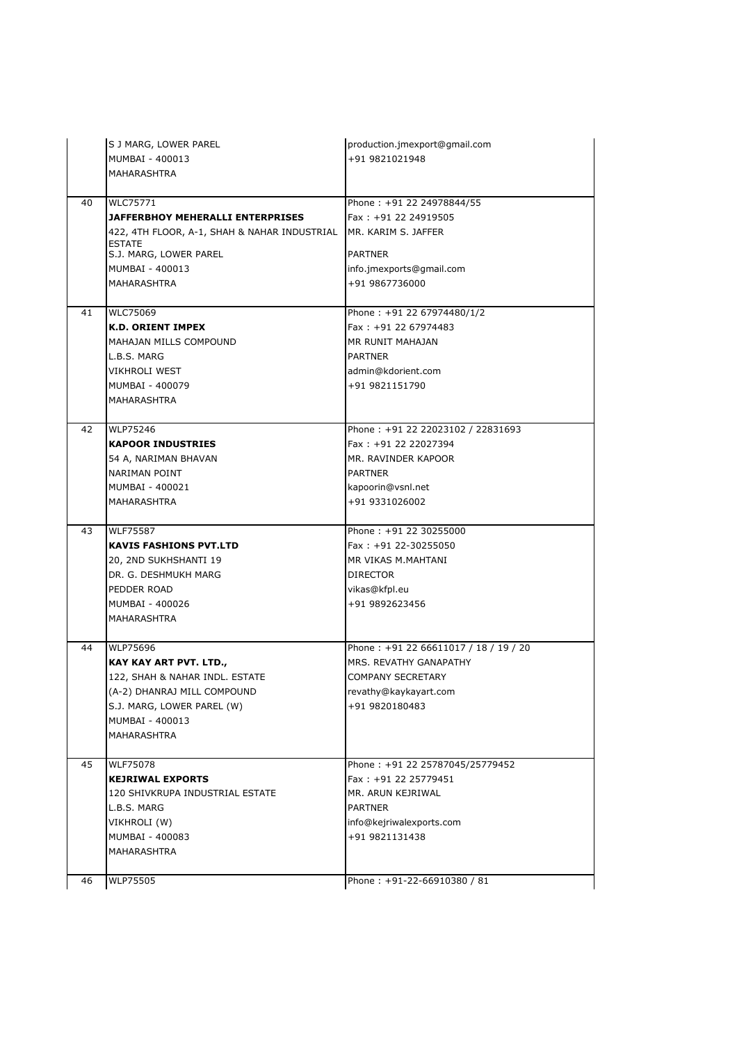| | | |
|---|---|---|
| | S J MARG, LOWER PAREL<br>MUMBAI - 400013<br>MAHARASHTRA | production.jmexport@gmail.com<br>+91 9821021948 |
| 40 | WLC75771<br>**JAFFERBHOY MEHERALLI ENTERPRISES**<br>422, 4TH FLOOR, A-1, SHAH & NAHAR INDUSTRIAL ESTATE<br>S.J. MARG, LOWER PAREL<br>MUMBAI - 400013<br>MAHARASHTRA | Phone : +91 22 24978844/55<br>Fax : +91 22 24919505<br>MR. KARIM S. JAFFER<br>PARTNER<br>info.jmexports@gmail.com<br>+91 9867736000 |
| 41 | WLC75069<br>**K.D. ORIENT IMPEX**<br>MAHAJAN MILLS COMPOUND<br>L.B.S. MARG<br>VIKHROLI WEST<br>MUMBAI - 400079<br>MAHARASHTRA | Phone : +91 22 67974480/1/2<br>Fax : +91 22 67974483<br>MR RUNIT MAHAJAN<br>PARTNER<br>admin@kdorient.com<br>+91 9821151790 |
| 42 | WLP75246<br>**KAPOOR INDUSTRIES**<br>54 A, NARIMAN BHAVAN<br>NARIMAN POINT<br>MUMBAI - 400021<br>MAHARASHTRA | Phone : +91 22 22023102 / 22831693<br>Fax : +91 22 22027394<br>MR. RAVINDER KAPOOR<br>PARTNER<br>kapoorin@vsnl.net<br>+91 9331026002 |
| 43 | WLF75587<br>**KAVIS FASHIONS PVT.LTD**<br>20, 2ND SUKHSHANTI 19<br>DR. G. DESHMUKH MARG<br>PEDDER ROAD<br>MUMBAI - 400026<br>MAHARASHTRA | Phone : +91 22 30255000<br>Fax : +91 22-30255050<br>MR VIKAS M.MAHTANI<br>DIRECTOR<br>vikas@kfpl.eu<br>+91 9892623456 |
| 44 | WLP75696<br>**KAY KAY ART PVT. LTD.,**<br>122, SHAH & NAHAR INDL. ESTATE<br>(A-2) DHANRAJ MILL COMPOUND<br>S.J. MARG, LOWER PAREL (W)<br>MUMBAI - 400013<br>MAHARASHTRA | Phone : +91 22 66611017 / 18 / 19 / 20<br>MRS. REVATHY GANAPATHY<br>COMPANY SECRETARY<br>revathy@kaykayart.com<br>+91 9820180483 |
| 45 | WLF75078<br>**KEJRIWAL EXPORTS**<br>120 SHIVKRUPA INDUSTRIAL ESTATE<br>L.B.S. MARG<br>VIKHROLI (W)<br>MUMBAI - 400083<br>MAHARASHTRA | Phone : +91 22 25787045/25779452<br>Fax : +91 22 25779451<br>MR. ARUN KEJRIWAL<br>PARTNER<br>info@kejriwalexports.com<br>+91 9821131438 |
| 46 | WLP75505 | Phone : +91-22-66910380 / 81 |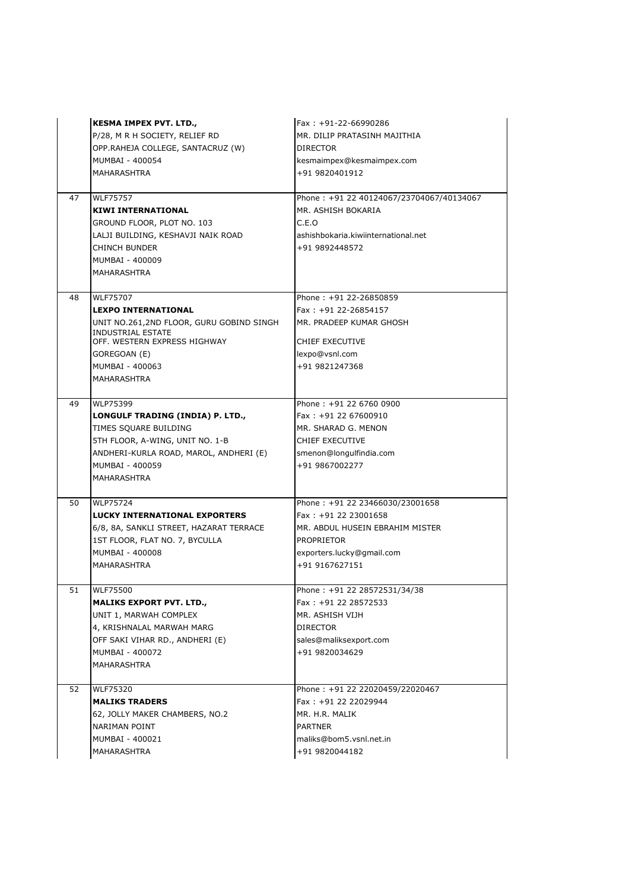| | | |
|---|---|---|
| | **KESMA IMPEX PVT. LTD.,**<br>P/28, M R H SOCIETY, RELIEF RD<br>OPP.RAHEJA COLLEGE, SANTACRUZ (W)<br>MUMBAI - 400054<br>MAHARASHTRA | Fax : +91-22-66990286<br>MR. DILIP PRATASINH MAJITHIA<br>DIRECTOR<br>kesmaimpex@kesmaimpex.com<br>+91 9820401912 |
| 47 | WLF75757<br>**KIWI INTERNATIONAL**<br>GROUND FLOOR, PLOT NO. 103<br>LALJI BUILDING, KESHAVJI NAIK ROAD<br>CHINCH BUNDER<br>MUMBAI - 400009<br>MAHARASHTRA | Phone : +91 22 40124067/23704067/40134067<br>MR. ASHISH BOKARIA<br>C.E.O<br>ashishbokaria.kiwiinternational.net<br>+91 9892448572 |
| 48 | WLF75707<br>**LEXPO INTERNATIONAL**<br>UNIT NO.261,2ND FLOOR, GURU GOBIND SINGH INDUSTRIAL ESTATE<br>OFF. WESTERN EXPRESS HIGHWAY<br>GOREGOAN (E)<br>MUMBAI - 400063<br>MAHARASHTRA | Phone : +91 22-26850859<br>Fax : +91 22-26854157<br>MR. PRADEEP KUMAR GHOSH<br>CHIEF EXECUTIVE<br>lexpo@vsnl.com<br>+91 9821247368 |
| 49 | WLP75399<br>**LONGULF TRADING (INDIA) P. LTD.,**<br>TIMES SQUARE BUILDING<br>5TH FLOOR, A-WING, UNIT NO. 1-B<br>ANDHERI-KURLA ROAD, MAROL, ANDHERI (E)<br>MUMBAI - 400059<br>MAHARASHTRA | Phone : +91 22 6760 0900<br>Fax : +91 22 67600910<br>MR. SHARAD G. MENON<br>CHIEF EXECUTIVE<br>smenon@longulfindia.com<br>+91 9867002277 |
| 50 | WLP75724<br>**LUCKY INTERNATIONAL EXPORTERS**<br>6/8, 8A, SANKLI STREET, HAZARAT TERRACE<br>1ST FLOOR, FLAT NO. 7, BYCULLA<br>MUMBAI - 400008<br>MAHARASHTRA | Phone : +91 22 23466030/23001658<br>Fax : +91 22 23001658<br>MR. ABDUL HUSEIN EBRAHIM MISTER<br>PROPRIETOR<br>exporters.lucky@gmail.com<br>+91 9167627151 |
| 51 | WLF75500<br>**MALIKS EXPORT PVT. LTD.,**<br>UNIT 1, MARWAH COMPLEX<br>4, KRISHNALAL MARWAH MARG<br>OFF SAKI VIHAR RD., ANDHERI (E)<br>MUMBAI - 400072<br>MAHARASHTRA | Phone : +91 22 28572531/34/38<br>Fax : +91 22 28572533<br>MR. ASHISH VIJH<br>DIRECTOR<br>sales@maliksexport.com<br>+91 9820034629 |
| 52 | WLF75320<br>**MALIKS TRADERS**<br>62, JOLLY MAKER CHAMBERS, NO.2<br>NARIMAN POINT<br>MUMBAI - 400021<br>MAHARASHTRA | Phone : +91 22 22020459/22020467<br>Fax : +91 22 22029944<br>MR. H.R. MALIK<br>PARTNER<br>maliks@bom5.vsnl.net.in<br>+91 9820044182 |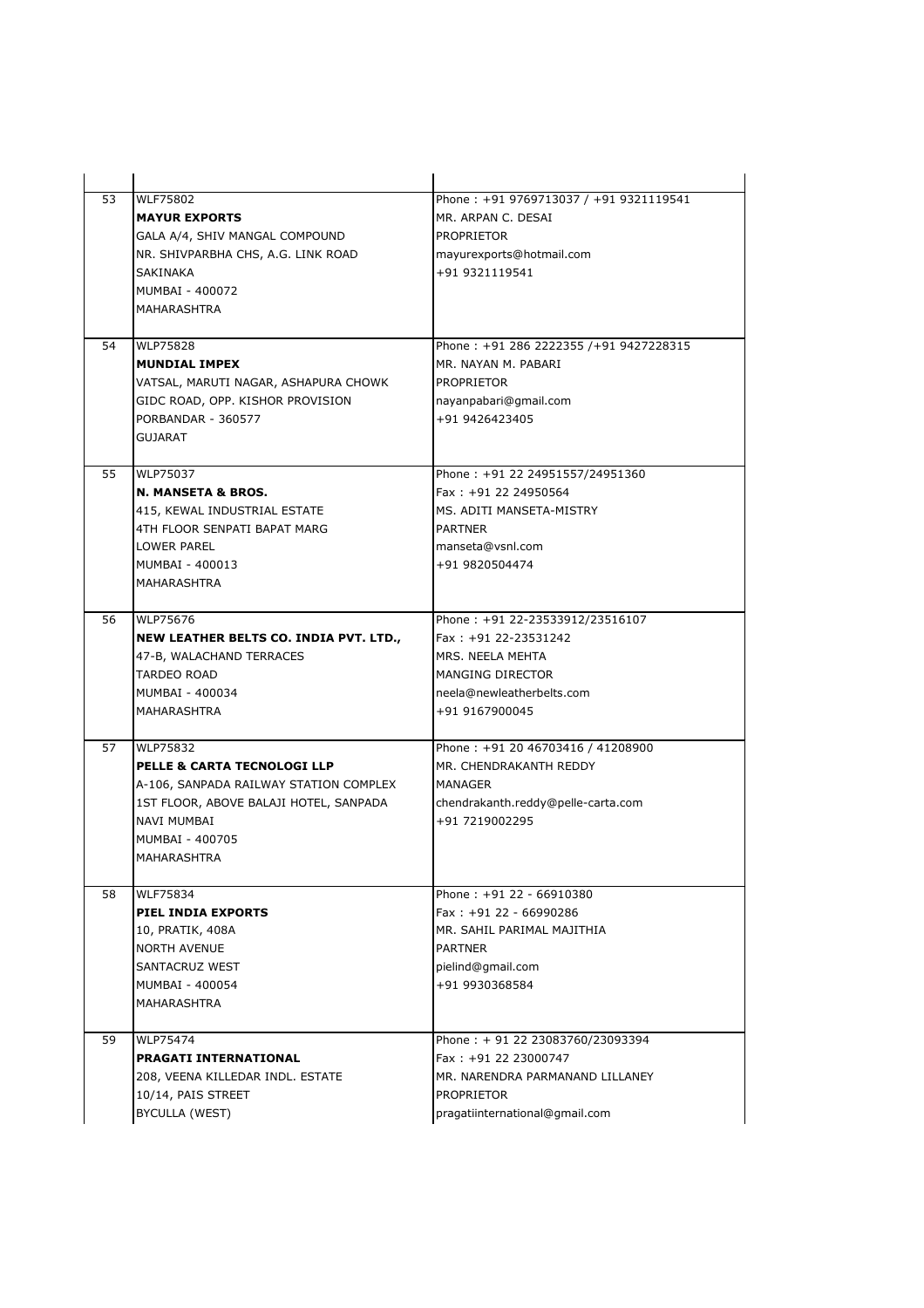| | | |
|---|---|---|
| 53 | WLF75802<br>**MAYUR EXPORTS**<br>GALA A/4, SHIV MANGAL COMPOUND<br>NR. SHIVPARBHA CHS, A.G. LINK ROAD<br>SAKINAKA<br>MUMBAI - 400072<br>MAHARASHTRA | Phone : +91 9769713037 / +91 9321119541<br>MR. ARPAN C. DESAI<br>PROPRIETOR<br>mayurexports@hotmail.com<br>+91 9321119541 |
| 54 | WLP75828<br>**MUNDIAL IMPEX**<br>VATSAL, MARUTI NAGAR, ASHAPURA CHOWK<br>GIDC ROAD, OPP. KISHOR PROVISION<br>PORBANDAR - 360577<br>GUJARAT | Phone : +91 286 2222355 /+91 9427228315<br>MR. NAYAN M. PABARI<br>PROPRIETOR<br>nayanpabari@gmail.com<br>+91 9426423405 |
| 55 | WLP75037<br>**N. MANSETA & BROS.**<br>415, KEWAL INDUSTRIAL ESTATE<br>4TH FLOOR SENPATI BAPAT MARG<br>LOWER PAREL<br>MUMBAI - 400013<br>MAHARASHTRA | Phone : +91 22 24951557/24951360<br>Fax : +91 22 24950564<br>MS. ADITI MANSETA-MISTRY<br>PARTNER<br>manseta@vsnl.com<br>+91 9820504474 |
| 56 | WLP75676<br>**NEW LEATHER BELTS CO. INDIA PVT. LTD.,**<br>47-B, WALACHAND TERRACES<br>TARDEO ROAD<br>MUMBAI - 400034<br>MAHARASHTRA | Phone : +91 22-23533912/23516107<br>Fax : +91 22-23531242<br>MRS. NEELA MEHTA<br>MANGING DIRECTOR<br>neela@newleatherbelts.com<br>+91 9167900045 |
| 57 | WLP75832<br>**PELLE & CARTA TECNOLOGI LLP**<br>A-106, SANPADA RAILWAY STATION COMPLEX<br>1ST FLOOR, ABOVE BALAJI HOTEL, SANPADA<br>NAVI MUMBAI<br>MUMBAI - 400705<br>MAHARASHTRA | Phone : +91 20 46703416 / 41208900<br>MR. CHENDRAKANTH REDDY<br>MANAGER<br>chendrakanth.reddy@pelle-carta.com<br>+91 7219002295 |
| 58 | WLF75834<br>**PIEL INDIA EXPORTS**<br>10, PRATIK, 408A<br>NORTH AVENUE<br>SANTACRUZ WEST<br>MUMBAI - 400054<br>MAHARASHTRA | Phone : +91 22 - 66910380<br>Fax : +91 22 - 66990286<br>MR. SAHIL PARIMAL MAJITHIA<br>PARTNER<br>pielind@gmail.com<br>+91 9930368584 |
| 59 | WLP75474<br>**PRAGATI INTERNATIONAL**<br>208, VEENA KILLEDAR INDL. ESTATE<br>10/14, PAIS STREET<br>BYCULLA (WEST) | Phone : + 91 22 23083760/23093394<br>Fax : +91 22 23000747<br>MR. NARENDRA PARMANAND LILLANEY<br>PROPRIETOR<br>pragatiinternational@gmail.com |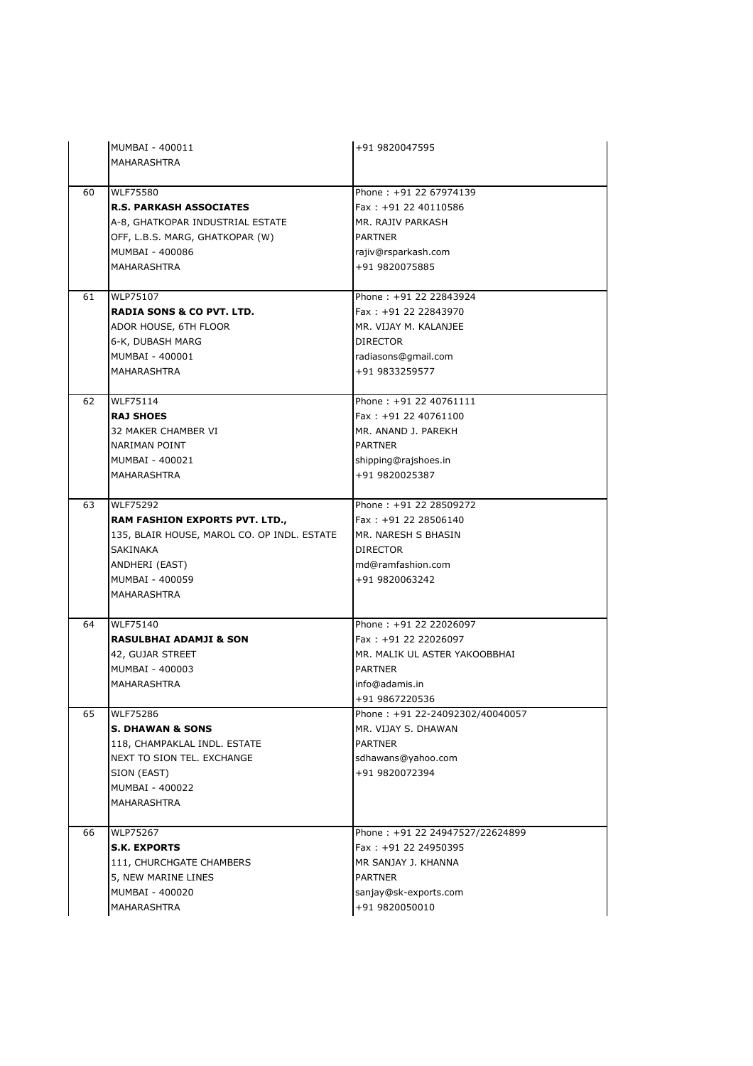| | | |
|---|---|---|
| | MUMBAI - 400011<br>MAHARASHTRA | +91 9820047595 |
| 60 | WLF75580<br>**R.S. PARKASH ASSOCIATES**<br>A-8, GHATKOPAR INDUSTRIAL ESTATE<br>OFF, L.B.S. MARG, GHATKOPAR (W)<br>MUMBAI - 400086<br>MAHARASHTRA | Phone : +91 22 67974139<br>Fax : +91 22 40110586<br>MR. RAJIV PARKASH<br>PARTNER<br>rajiv@rsparkash.com<br>+91 9820075885 |
| 61 | WLP75107<br>**RADIA SONS & CO PVT. LTD.**<br>ADOR HOUSE, 6TH FLOOR<br>6-K, DUBASH MARG<br>MUMBAI - 400001<br>MAHARASHTRA | Phone : +91 22 22843924<br>Fax : +91 22 22843970<br>MR. VIJAY M. KALANJEE<br>DIRECTOR<br>radiasons@gmail.com<br>+91 9833259577 |
| 62 | WLF75114<br>**RAJ SHOES**<br>32 MAKER CHAMBER VI<br>NARIMAN POINT<br>MUMBAI - 400021<br>MAHARASHTRA | Phone : +91 22 40761111<br>Fax : +91 22 40761100<br>MR. ANAND J. PAREKH<br>PARTNER<br>shipping@rajshoes.in<br>+91 9820025387 |
| 63 | WLF75292<br>**RAM FASHION EXPORTS PVT. LTD.,**<br>135, BLAIR HOUSE, MAROL CO. OP INDL. ESTATE<br>SAKINAKA<br>ANDHERI (EAST)<br>MUMBAI - 400059<br>MAHARASHTRA | Phone : +91 22 28509272<br>Fax : +91 22 28506140<br>MR. NARESH S BHASIN<br>DIRECTOR<br>md@ramfashion.com<br>+91 9820063242 |
| 64 | WLF75140<br>**RASULBHAI ADAMJI & SON**<br>42, GUJAR STREET<br>MUMBAI - 400003<br>MAHARASHTRA | Phone : +91 22 22026097<br>Fax : +91 22 22026097<br>MR. MALIK UL ASTER YAKOOBBHAI<br>PARTNER<br>info@adamis.in<br>+91 9867220536 |
| 65 | WLF75286<br>**S. DHAWAN & SONS**<br>118, CHAMPAKLAL INDL. ESTATE<br>NEXT TO SION TEL. EXCHANGE<br>SION (EAST)<br>MUMBAI - 400022<br>MAHARASHTRA | Phone : +91 22-24092302/40040057<br>MR. VIJAY S. DHAWAN<br>PARTNER<br>sdhawans@yahoo.com<br>+91 9820072394 |
| 66 | WLP75267<br>**S.K. EXPORTS**<br>111, CHURCHGATE CHAMBERS<br>5, NEW MARINE LINES<br>MUMBAI - 400020<br>MAHARASHTRA | Phone : +91 22 24947527/22624899<br>Fax : +91 22 24950395<br>MR SANJAY J. KHANNA<br>PARTNER<br>sanjay@sk-exports.com<br>+91 9820050010 |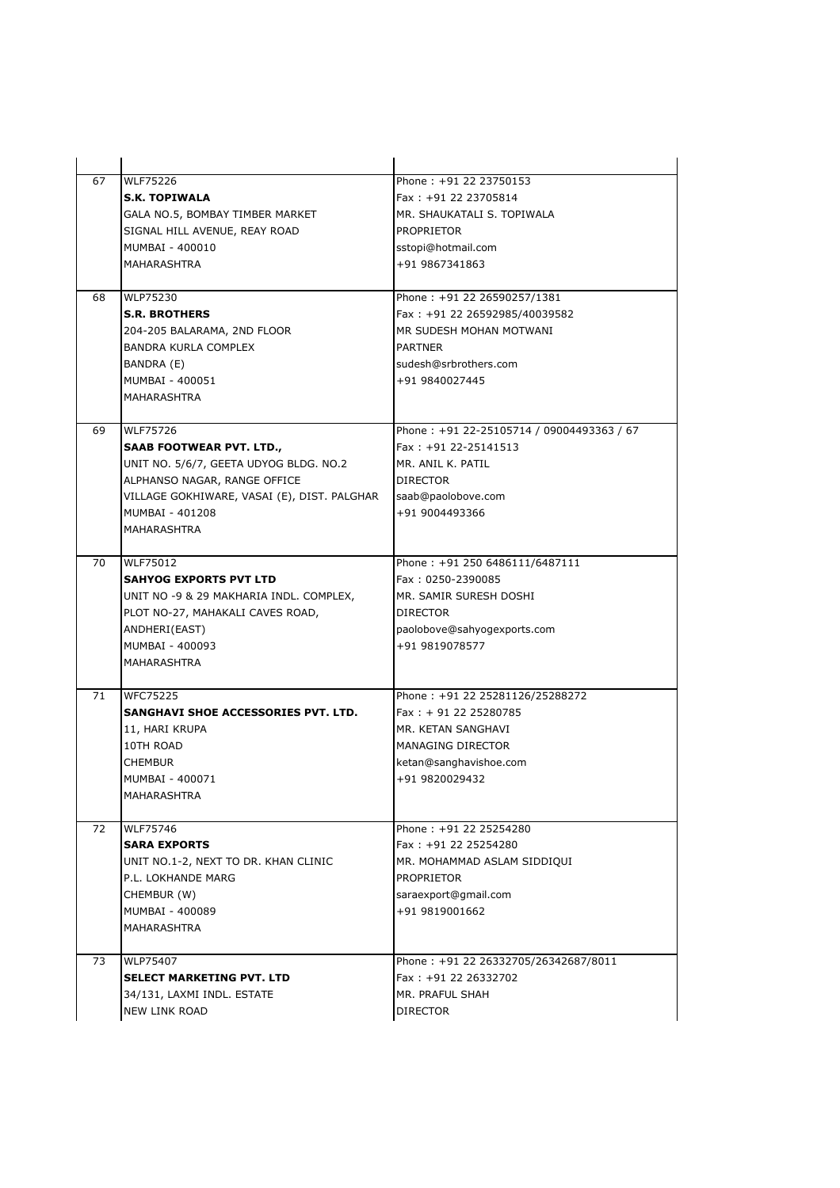| | | |
|---|---|---|
| 67 | WLF75226<br>**S.K. TOPIWALA**<br>GALA NO.5, BOMBAY TIMBER MARKET<br>SIGNAL HILL AVENUE, REAY ROAD<br>MUMBAI - 400010<br>MAHARASHTRA | Phone : +91 22 23750153<br>Fax : +91 22 23705814<br>MR. SHAUKATALI S. TOPIWALA<br>PROPRIETOR<br>sstopi@hotmail.com<br>+91 9867341863 |
| 68 | WLP75230<br>**S.R. BROTHERS**<br>204-205 BALARAMA, 2ND FLOOR<br>BANDRA KURLA COMPLEX<br>BANDRA (E)<br>MUMBAI - 400051<br>MAHARASHTRA | Phone : +91 22 26590257/1381<br>Fax : +91 22 26592985/40039582<br>MR SUDESH MOHAN MOTWANI<br>PARTNER<br>sudesh@srbrothers.com<br>+91 9840027445 |
| 69 | WLF75726<br>**SAAB FOOTWEAR PVT. LTD.,**<br>UNIT NO. 5/6/7, GEETA UDYOG BLDG. NO.2<br>ALPHANSO NAGAR, RANGE OFFICE<br>VILLAGE GOKHIWARE, VASAI (E), DIST. PALGHAR<br>MUMBAI - 401208<br>MAHARASHTRA | Phone : +91 22-25105714 / 09004493363 / 67<br>Fax : +91 22-25141513<br>MR. ANIL K. PATIL<br>DIRECTOR<br>saab@paolobove.com<br>+91 9004493366 |
| 70 | WLF75012<br>**SAHYOG EXPORTS PVT LTD**<br>UNIT NO -9 & 29 MAKHARIA INDL. COMPLEX,<br>PLOT NO-27, MAHAKALI CAVES ROAD,<br>ANDHERI(EAST)<br>MUMBAI - 400093<br>MAHARASHTRA | Phone : +91 250 6486111/6487111<br>Fax : 0250-2390085<br>MR. SAMIR SURESH DOSHI<br>DIRECTOR<br>paolobove@sahyogexports.com<br>+91 9819078577 |
| 71 | WFC75225<br>**SANGHAVI SHOE ACCESSORIES PVT. LTD.**<br>11, HARI KRUPA<br>10TH ROAD<br>CHEMBUR<br>MUMBAI - 400071<br>MAHARASHTRA | Phone : +91 22 25281126/25288272<br>Fax : + 91 22 25280785<br>MR. KETAN SANGHAVI<br>MANAGING DIRECTOR<br>ketan@sanghavishoe.com<br>+91 9820029432 |
| 72 | WLF75746<br>**SARA EXPORTS**<br>UNIT NO.1-2, NEXT TO DR. KHAN CLINIC<br>P.L. LOKHANDE MARG<br>CHEMBUR (W)<br>MUMBAI - 400089<br>MAHARASHTRA | Phone : +91 22 25254280<br>Fax : +91 22 25254280<br>MR. MOHAMMAD ASLAM SIDDIQUI<br>PROPRIETOR<br>saraexport@gmail.com<br>+91 9819001662 |
| 73 | WLP75407<br>**SELECT MARKETING PVT. LTD**<br>34/131, LAXMI INDL. ESTATE<br>NEW LINK ROAD | Phone : +91 22 26332705/26342687/8011<br>Fax : +91 22 26332702<br>MR. PRAFUL SHAH<br>DIRECTOR |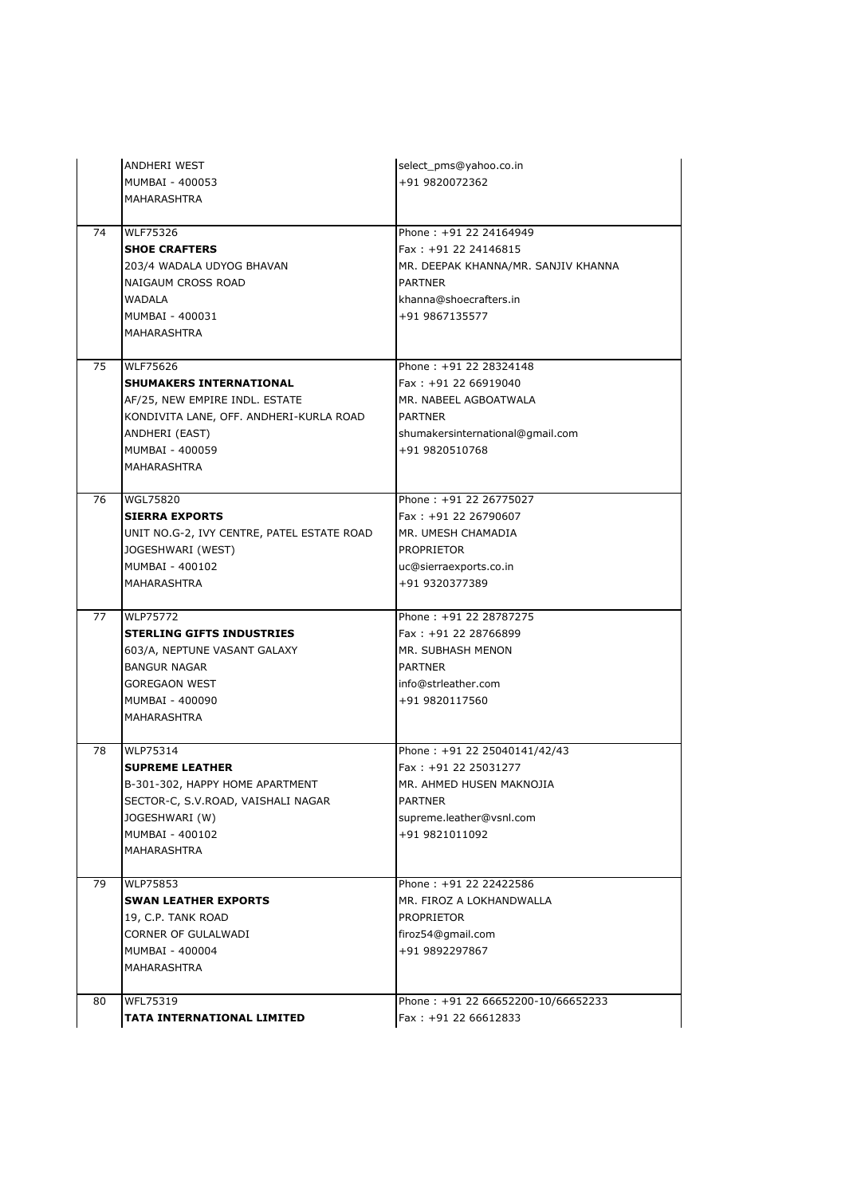| | | |
|---|---|---|
| | ANDHERI WEST<br>MUMBAI - 400053<br>MAHARASHTRA | select_pms@yahoo.co.in<br>+91 9820072362 |
| 74 | WLF75326<br>**SHOE CRAFTERS**<br>203/4 WADALA UDYOG BHAVAN<br>NAIGAUM CROSS ROAD<br>WADALA<br>MUMBAI - 400031<br>MAHARASHTRA | Phone : +91 22 24164949<br>Fax : +91 22 24146815<br>MR. DEEPAK KHANNA/MR. SANJIV KHANNA<br>PARTNER<br>khanna@shoecrafters.in<br>+91 9867135577 |
| 75 | WLF75626<br>**SHUMAKERS INTERNATIONAL**<br>AF/25, NEW EMPIRE INDL. ESTATE<br>KONDIVITA LANE, OFF. ANDHERI-KURLA ROAD<br>ANDHERI (EAST)<br>MUMBAI - 400059<br>MAHARASHTRA | Phone : +91 22 28324148<br>Fax : +91 22 66919040<br>MR. NABEEL AGBOATWALA<br>PARTNER<br>shumakersinternational@gmail.com<br>+91 9820510768 |
| 76 | WGL75820<br>**SIERRA EXPORTS**<br>UNIT NO.G-2, IVY CENTRE, PATEL ESTATE ROAD<br>JOGESHWARI (WEST)<br>MUMBAI - 400102<br>MAHARASHTRA | Phone : +91 22 26775027<br>Fax : +91 22 26790607<br>MR. UMESH CHAMADIA<br>PROPRIETOR<br>uc@sierraexports.co.in<br>+91 9320377389 |
| 77 | WLP75772<br>**STERLING GIFTS INDUSTRIES**<br>603/A, NEPTUNE VASANT GALAXY<br>BANGUR NAGAR<br>GOREGAON WEST<br>MUMBAI - 400090<br>MAHARASHTRA | Phone : +91 22 28787275<br>Fax : +91 22 28766899<br>MR. SUBHASH MENON<br>PARTNER<br>info@strleather.com<br>+91 9820117560 |
| 78 | WLP75314<br>**SUPREME LEATHER**<br>B-301-302, HAPPY HOME APARTMENT<br>SECTOR-C, S.V.ROAD, VAISHALI NAGAR<br>JOGESHWARI (W)<br>MUMBAI - 400102<br>MAHARASHTRA | Phone : +91 22 25040141/42/43<br>Fax : +91 22 25031277<br>MR. AHMED HUSEN MAKNOJIA<br>PARTNER<br>supreme.leather@vsnl.com<br>+91 9821011092 |
| 79 | WLP75853<br>**SWAN LEATHER EXPORTS**<br>19, C.P. TANK ROAD<br>CORNER OF GULALWADI<br>MUMBAI - 400004<br>MAHARASHTRA | Phone : +91 22 22422586<br>MR. FIROZ A LOKHANDWALLA<br>PROPRIETOR<br>firoz54@gmail.com<br>+91 9892297867 |
| 80 | WFL75319<br>**TATA INTERNATIONAL LIMITED** | Phone : +91 22 66652200-10/66652233<br>Fax : +91 22 66612833 |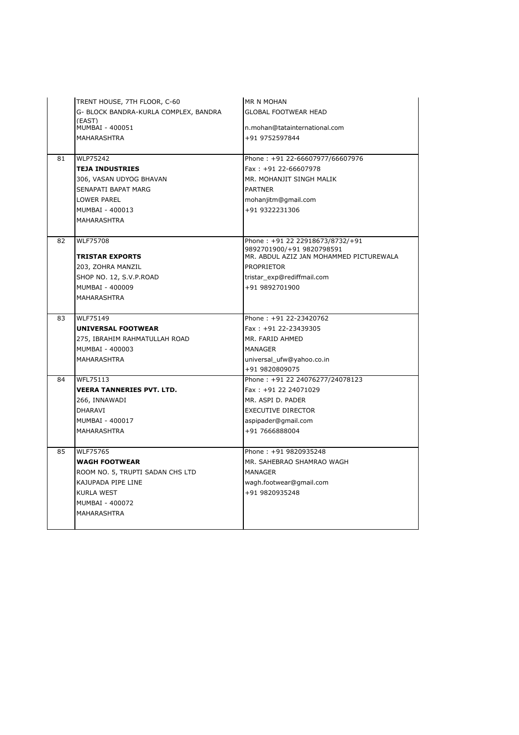| | | |
|---|---|---|
| | TRENT HOUSE, 7TH FLOOR, C-60<br>G- BLOCK BANDRA-KURLA COMPLEX, BANDRA (EAST)<br>MUMBAI - 400051<br>MAHARASHTRA | MR N MOHAN<br>GLOBAL FOOTWEAR HEAD<br>n.mohan@tatainternational.com<br>+91 9752597844 |
| 81 | WLP75242<br>**TEJA INDUSTRIES**<br>306, VASAN UDYOG BHAVAN<br>SENAPATI BAPAT MARG<br>LOWER PAREL<br>MUMBAI - 400013<br>MAHARASHTRA | Phone : +91 22-66607977/66607976<br>Fax : +91 22-66607978<br>MR. MOHANJIT SINGH MALIK<br>PARTNER<br>mohanjitm@gmail.com<br>+91 9322231306 |
| 82 | WLF75708<br>**TRISTAR EXPORTS**<br>203, ZOHRA MANZIL<br>SHOP NO. 12, S.V.P.ROAD<br>MUMBAI - 400009<br>MAHARASHTRA | Phone : +91 22 22918673/8732/+91 9892701900/+91 9820798591<br>MR. ABDUL AZIZ JAN MOHAMMED PICTUREWALA<br>PROPRIETOR<br>tristar_exp@rediffmail.com<br>+91 9892701900 |
| 83 | WLF75149<br>**UNIVERSAL FOOTWEAR**<br>275, IBRAHIM RAHMATULLAH ROAD<br>MUMBAI - 400003<br>MAHARASHTRA | Phone : +91 22-23420762<br>Fax : +91 22-23439305<br>MR. FARID AHMED<br>MANAGER<br>universal_ufw@yahoo.co.in<br>+91 9820809075 |
| 84 | WFL75113<br>**VEERA TANNERIES PVT. LTD.**<br>266, INNAWADI<br>DHARAVI<br>MUMBAI - 400017<br>MAHARASHTRA | Phone : +91 22 24076277/24078123<br>Fax : +91 22 24071029<br>MR. ASPI D. PADER<br>EXECUTIVE DIRECTOR<br>aspipader@gmail.com<br>+91 7666888004 |
| 85 | WLF75765<br>**WAGH FOOTWEAR**<br>ROOM NO. 5, TRUPTI SADAN CHS LTD<br>KAJUPADA PIPE LINE<br>KURLA WEST<br>MUMBAI - 400072<br>MAHARASHTRA | Phone : +91 9820935248<br>MR. SAHEBRAO SHAMRAO WAGH<br>MANAGER<br>wagh.footwear@gmail.com<br>+91 9820935248 |